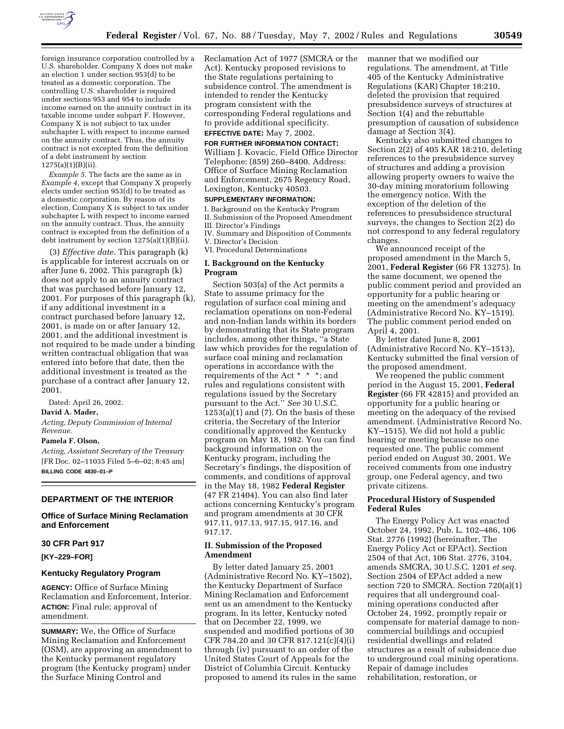foreign insurance corporation controlled by a U.S. shareholder. Company X does not make an election 1 under section 953(d) to be treated as a domestic corporation. The controlling U.S. shareholder is required under sections 953 and 954 to include income earned on the annuity contract in its taxable income under subpart F. However, Company X is not subject to tax under subchapter L with respect to income earned on the annuity contract. Thus, the annuity contract is not excepted from the definition of a debt instrument by section 1275(a)(1)(B)(ii).

*Example 5.* The facts are the same as in *Example 4,* except that Company X properly elects under section 953(d) to be treated as a domestic corporation. By reason of its election, Company X is subject to tax under subchapter L with respect to income earned on the annuity contract. Thus, the annuity contract is excepted from the definition of a debt instrument by section 1275(a)(1)(B)(ii).

(3) *Effective date.* This paragraph (k) is applicable for interest accruals on or after June 6, 2002. This paragraph (k) does not apply to an annuity contract that was purchased before January 12, 2001. For purposes of this paragraph (k), if any additional investment in a contract purchased before January 12, 2001, is made on or after January 12, 2001, and the additional investment is not required to be made under a binding written contractual obligation that was entered into before that date, then the additional investment is treated as the purchase of a contract after January 12, 2001.

Dated: April 26, 2002.

**David A. Mader,**

*Acting, Deputy Commission of Internal Revenue.*

**Pamela F. Olson,**

*Acting, Assistant Secretary of the Treasury*

[FR Doc. 02–11035 Filed 5–6–02; 8:45 am]

**BILLING CODE 4830–01–P**

## DEPARTMENT OF THE INTERIOR

### Office of Surface Mining Reclamation and Enforcement

### 30 CFR Part 917

**[KY–229–FOR]**

### Kentucky Regulatory Program

**AGENCY:** Office of Surface Mining Reclamation and Enforcement, Interior.

**ACTION:** Final rule; approval of amendment.

**SUMMARY:** We, the Office of Surface Mining Reclamation and Enforcement (OSM), are approving an amendment to the Kentucky permanent regulatory program (the Kentucky program) under the Surface Mining Control and Reclamation Act of 1977 (SMCRA or the Act). Kentucky proposed revisions to the State regulations pertaining to subsidence control. The amendment is intended to render the Kentucky program consistent with the corresponding Federal regulations and to provide additional specificity.

**EFFECTIVE DATE:** May 7, 2002.

**FOR FURTHER INFORMATION CONTACT:** William J. Kovacic, Field Office Director Telephone: (859) 260–8400. Address: Office of Surface Mining Reclamation and Enforcement, 2675 Regency Road, Lexington, Kentucky 40503.

**SUPPLEMENTARY INFORMATION:**

I. Background on the Kentucky Program
II. Submission of the Proposed Amendment
III. Director's Findings
IV. Summary and Disposition of Comments
V. Director's Decision
VI. Procedural Determinations

#### I. Background on the Kentucky Program

Section 503(a) of the Act permits a State to assume primacy for the regulation of surface coal mining and reclamation operations on non-Federal and non-Indian lands within its borders by demonstrating that its State program includes, among other things, "a State law which provides for the regulation of surface coal mining and reclamation operations in accordance with the requirements of the Act * * *; and rules and regulations consistent with regulations issued by the Secretary pursuant to the Act." *See* 30 U.S.C. 1253(a)(1) and (7). On the basis of these criteria, the Secretary of the Interior conditionally approved the Kentucky program on May 18, 1982. You can find background information on the Kentucky program, including the Secretary's findings, the disposition of comments, and conditions of approval in the May 18, 1982 **Federal Register** (47 FR 21404). You can also find later actions concerning Kentucky's program and program amendments at 30 CFR 917.11, 917.13, 917.15, 917.16, and 917.17.

#### II. Submission of the Proposed Amendment

By letter dated January 25, 2001 (Administrative Record No. KY–1502), the Kentucky Department of Surface Mining Reclamation and Enforcement sent us an amendment to the Kentucky program. In its letter, Kentucky noted that on December 22, 1999, we suspended and modified portions of 30 CFR 784.20 and 30 CFR 817.121(c)(4)(i) through (iv) pursuant to an order of the United States Court of Appeals for the District of Columbia Circuit. Kentucky proposed to amend its rules in the same manner that we modified our regulations. The amendment, at Title 405 of the Kentucky Administrative Regulations (KAR) Chapter 18:210, deleted the provision that required presubsidence surveys of structures at Section 1(4) and the rebuttable presumption of causation of subsidence damage at Section 3(4).

Kentucky also submitted changes to Section 2(2) of 405 KAR 18:210, deleting references to the presubsidence survey of structures and adding a provision allowing property owners to waive the 30-day mining moratorium following the emergency notice. With the exception of the deletion of the references to presubsidence structural surveys, the changes to Section 2(2) do not correspond to any federal regulatory changes.

We announced receipt of the proposed amendment in the March 5, 2001, **Federal Register** (66 FR 13275). In the same document, we opened the public comment period and provided an opportunity for a public hearing or meeting on the amendment's adequacy (Administrative Record No. KY–1519). The public comment period ended on April 4, 2001.

By letter dated June 8, 2001 (Administrative Record No. KY–1513), Kentucky submitted the final version of the proposed amendment.

We reopened the public comment period in the August 15, 2001, **Federal Register** (66 FR 42815) and provided an opportunity for a public hearing or meeting on the adequacy of the revised amendment. (Administrative Record No. KY–1515). We did not hold a public hearing or meeting because no one requested one. The public comment period ended on August 30, 2001. We received comments from one industry group, one Federal agency, and two private citizens.

#### Procedural History of Suspended Federal Rules

The Energy Policy Act was enacted October 24, 1992, Pub. L. 102–486, 106 Stat. 2776 (1992) (hereinafter, The Energy Policy Act or EPAct). Section 2504 of that Act, 106 Stat. 2776, 3104, amends SMCRA, 30 U.S.C. 1201 *et seq.* Section 2504 of EPAct added a new section 720 to SMCRA. Section 720(a)(1) requires that all underground coal-mining operations conducted after October 24, 1992, promptly repair or compensate for material damage to non-commercial buildings and occupied residential dwellings and related structures as a result of subsidence due to underground coal mining operations. Repair of damage includes rehabilitation, restoration, or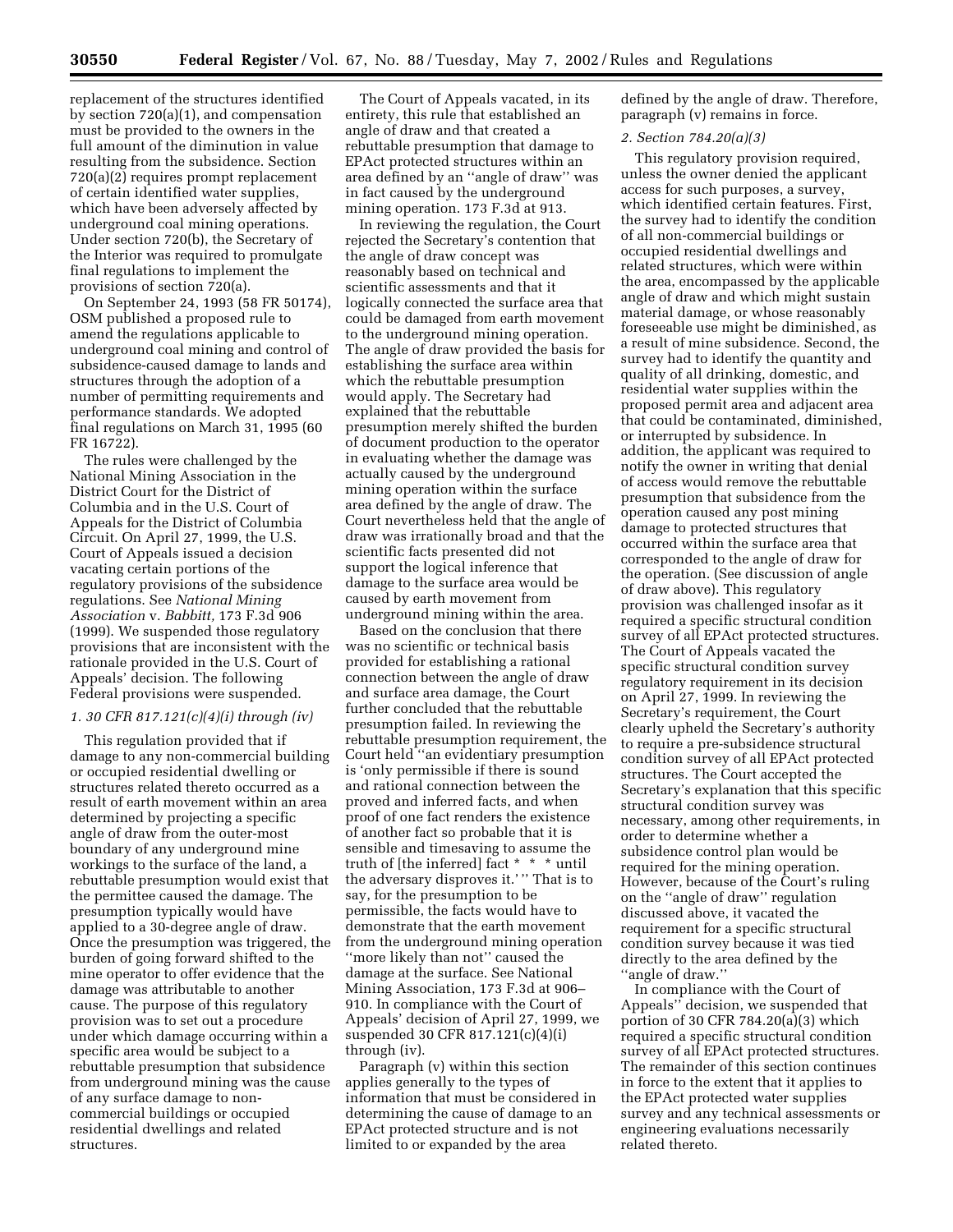replacement of the structures identified by section 720(a)(1), and compensation must be provided to the owners in the full amount of the diminution in value resulting from the subsidence. Section 720(a)(2) requires prompt replacement of certain identified water supplies, which have been adversely affected by underground coal mining operations. Under section 720(b), the Secretary of the Interior was required to promulgate final regulations to implement the provisions of section 720(a).

On September 24, 1993 (58 FR 50174), OSM published a proposed rule to amend the regulations applicable to underground coal mining and control of subsidence-caused damage to lands and structures through the adoption of a number of permitting requirements and performance standards. We adopted final regulations on March 31, 1995 (60 FR 16722).

The rules were challenged by the National Mining Association in the District Court for the District of Columbia and in the U.S. Court of Appeals for the District of Columbia Circuit. On April 27, 1999, the U.S. Court of Appeals issued a decision vacating certain portions of the regulatory provisions of the subsidence regulations. See *National Mining Association* v. *Babbitt,* 173 F.3d 906 (1999). We suspended those regulatory provisions that are inconsistent with the rationale provided in the U.S. Court of Appeals' decision. The following Federal provisions were suspended.

*1. 30 CFR 817.121(c)(4)(i) through (iv)*

This regulation provided that if damage to any non-commercial building or occupied residential dwelling or structures related thereto occurred as a result of earth movement within an area determined by projecting a specific angle of draw from the outer-most boundary of any underground mine workings to the surface of the land, a rebuttable presumption would exist that the permittee caused the damage. The presumption typically would have applied to a 30-degree angle of draw. Once the presumption was triggered, the burden of going forward shifted to the mine operator to offer evidence that the damage was attributable to another cause. The purpose of this regulatory provision was to set out a procedure under which damage occurring within a specific area would be subject to a rebuttable presumption that subsidence from underground mining was the cause of any surface damage to non-commercial buildings or occupied residential dwellings and related structures.

The Court of Appeals vacated, in its entirety, this rule that established an angle of draw and that created a rebuttable presumption that damage to EPAct protected structures within an area defined by an ''angle of draw'' was in fact caused by the underground mining operation. 173 F.3d at 913.

In reviewing the regulation, the Court rejected the Secretary's contention that the angle of draw concept was reasonably based on technical and scientific assessments and that it logically connected the surface area that could be damaged from earth movement to the underground mining operation. The angle of draw provided the basis for establishing the surface area within which the rebuttable presumption would apply. The Secretary had explained that the rebuttable presumption merely shifted the burden of document production to the operator in evaluating whether the damage was actually caused by the underground mining operation within the surface area defined by the angle of draw. The Court nevertheless held that the angle of draw was irrationally broad and that the scientific facts presented did not support the logical inference that damage to the surface area would be caused by earth movement from underground mining within the area.

Based on the conclusion that there was no scientific or technical basis provided for establishing a rational connection between the angle of draw and surface area damage, the Court further concluded that the rebuttable presumption failed. In reviewing the rebuttable presumption requirement, the Court held ''an evidentiary presumption is 'only permissible if there is sound and rational connection between the proved and inferred facts, and when proof of one fact renders the existence of another fact so probable that it is sensible and timesaving to assume the truth of [the inferred] fact * * * until the adversary disproves it.' '' That is to say, for the presumption to be permissible, the facts would have to demonstrate that the earth movement from the underground mining operation ''more likely than not'' caused the damage at the surface. See National Mining Association, 173 F.3d at 906–910. In compliance with the Court of Appeals' decision of April 27, 1999, we suspended 30 CFR 817.121(c)(4)(i) through (iv).

Paragraph (v) within this section applies generally to the types of information that must be considered in determining the cause of damage to an EPAct protected structure and is not limited to or expanded by the area defined by the angle of draw. Therefore, paragraph (v) remains in force.

*2. Section 784.20(a)(3)*

This regulatory provision required, unless the owner denied the applicant access for such purposes, a survey, which identified certain features. First, the survey had to identify the condition of all non-commercial buildings or occupied residential dwellings and related structures, which were within the area, encompassed by the applicable angle of draw and which might sustain material damage, or whose reasonably foreseeable use might be diminished, as a result of mine subsidence. Second, the survey had to identify the quantity and quality of all drinking, domestic, and residential water supplies within the proposed permit area and adjacent area that could be contaminated, diminished, or interrupted by subsidence. In addition, the applicant was required to notify the owner in writing that denial of access would remove the rebuttable presumption that subsidence from the operation caused any post mining damage to protected structures that occurred within the surface area that corresponded to the angle of draw for the operation. (See discussion of angle of draw above). This regulatory provision was challenged insofar as it required a specific structural condition survey of all EPAct protected structures. The Court of Appeals vacated the specific structural condition survey regulatory requirement in its decision on April 27, 1999. In reviewing the Secretary's requirement, the Court clearly upheld the Secretary's authority to require a pre-subsidence structural condition survey of all EPAct protected structures. The Court accepted the Secretary's explanation that this specific structural condition survey was necessary, among other requirements, in order to determine whether a subsidence control plan would be required for the mining operation. However, because of the Court's ruling on the ''angle of draw'' regulation discussed above, it vacated the requirement for a specific structural condition survey because it was tied directly to the area defined by the ''angle of draw.''

In compliance with the Court of Appeals'' decision, we suspended that portion of 30 CFR 784.20(a)(3) which required a specific structural condition survey of all EPAct protected structures. The remainder of this section continues in force to the extent that it applies to the EPAct protected water supplies survey and any technical assessments or engineering evaluations necessarily related thereto.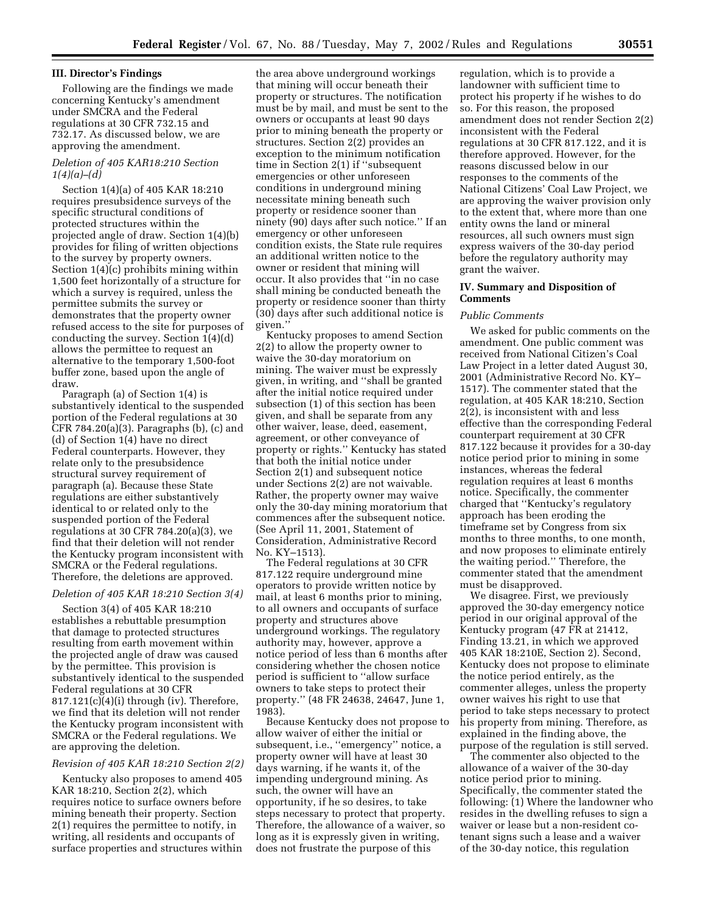### III. Director's Findings

Following are the findings we made concerning Kentucky's amendment under SMCRA and the Federal regulations at 30 CFR 732.15 and 732.17. As discussed below, we are approving the amendment.

*Deletion of 405 KAR18:210 Section 1(4)(a)–(d)*

Section 1(4)(a) of 405 KAR 18:210 requires presubsidence surveys of the specific structural conditions of protected structures within the projected angle of draw. Section 1(4)(b) provides for filing of written objections to the survey by property owners. Section 1(4)(c) prohibits mining within 1,500 feet horizontally of a structure for which a survey is required, unless the permittee submits the survey or demonstrates that the property owner refused access to the site for purposes of conducting the survey. Section 1(4)(d) allows the permittee to request an alternative to the temporary 1,500-foot buffer zone, based upon the angle of draw.

Paragraph (a) of Section 1(4) is substantively identical to the suspended portion of the Federal regulations at 30 CFR 784.20(a)(3). Paragraphs (b), (c) and (d) of Section 1(4) have no direct Federal counterparts. However, they relate only to the presubsidence structural survey requirement of paragraph (a). Because these State regulations are either substantively identical to or related only to the suspended portion of the Federal regulations at 30 CFR 784.20(a)(3), we find that their deletion will not render the Kentucky program inconsistent with SMCRA or the Federal regulations. Therefore, the deletions are approved.

*Deletion of 405 KAR 18:210 Section 3(4)*

Section 3(4) of 405 KAR 18:210 establishes a rebuttable presumption that damage to protected structures resulting from earth movement within the projected angle of draw was caused by the permittee. This provision is substantively identical to the suspended Federal regulations at 30 CFR 817.121(c)(4)(i) through (iv). Therefore, we find that its deletion will not render the Kentucky program inconsistent with SMCRA or the Federal regulations. We are approving the deletion.

*Revision of 405 KAR 18:210 Section 2(2)*

Kentucky also proposes to amend 405 KAR 18:210, Section 2(2), which requires notice to surface owners before mining beneath their property. Section 2(1) requires the permittee to notify, in writing, all residents and occupants of surface properties and structures within the area above underground workings that mining will occur beneath their property or structures. The notification must be by mail, and must be sent to the owners or occupants at least 90 days prior to mining beneath the property or structures. Section 2(2) provides an exception to the minimum notification time in Section 2(1) if "subsequent emergencies or other unforeseen conditions in underground mining necessitate mining beneath such property or residence sooner than ninety (90) days after such notice." If an emergency or other unforeseen condition exists, the State rule requires an additional written notice to the owner or resident that mining will occur. It also provides that "in no case shall mining be conducted beneath the property or residence sooner than thirty (30) days after such additional notice is given."

Kentucky proposes to amend Section 2(2) to allow the property owner to waive the 30-day moratorium on mining. The waiver must be expressly given, in writing, and "shall be granted after the initial notice required under subsection (1) of this section has been given, and shall be separate from any other waiver, lease, deed, easement, agreement, or other conveyance of property or rights." Kentucky has stated that both the initial notice under Section 2(1) and subsequent notice under Sections 2(2) are not waivable. Rather, the property owner may waive only the 30-day mining moratorium that commences after the subsequent notice. (See April 11, 2001, Statement of Consideration, Administrative Record No. KY–1513).

The Federal regulations at 30 CFR 817.122 require underground mine operators to provide written notice by mail, at least 6 months prior to mining, to all owners and occupants of surface property and structures above underground workings. The regulatory authority may, however, approve a notice period of less than 6 months after considering whether the chosen notice period is sufficient to "allow surface owners to take steps to protect their property." (48 FR 24638, 24647, June 1, 1983).

Because Kentucky does not propose to allow waiver of either the initial or subsequent, i.e., "emergency" notice, a property owner will have at least 30 days warning, if he wants it, of the impending underground mining. As such, the owner will have an opportunity, if he so desires, to take steps necessary to protect that property. Therefore, the allowance of a waiver, so long as it is expressly given in writing, does not frustrate the purpose of this regulation, which is to provide a landowner with sufficient time to protect his property if he wishes to do so. For this reason, the proposed amendment does not render Section 2(2) inconsistent with the Federal regulations at 30 CFR 817.122, and it is therefore approved. However, for the reasons discussed below in our responses to the comments of the National Citizens' Coal Law Project, we are approving the waiver provision only to the extent that, where more than one entity owns the land or mineral resources, all such owners must sign express waivers of the 30-day period before the regulatory authority may grant the waiver.

### IV. Summary and Disposition of Comments

*Public Comments*

We asked for public comments on the amendment. One public comment was received from National Citizen's Coal Law Project in a letter dated August 30, 2001 (Administrative Record No. KY–1517). The commenter stated that the regulation, at 405 KAR 18:210, Section 2(2), is inconsistent with and less effective than the corresponding Federal counterpart requirement at 30 CFR 817.122 because it provides for a 30-day notice period prior to mining in some instances, whereas the federal regulation requires at least 6 months notice. Specifically, the commenter charged that "Kentucky's regulatory approach has been eroding the timeframe set by Congress from six months to three months, to one month, and now proposes to eliminate entirely the waiting period." Therefore, the commenter stated that the amendment must be disapproved.

We disagree. First, we previously approved the 30-day emergency notice period in our original approval of the Kentucky program (47 FR at 21412, Finding 13.21, in which we approved 405 KAR 18:210E, Section 2). Second, Kentucky does not propose to eliminate the notice period entirely, as the commenter alleges, unless the property owner waives his right to use that period to take steps necessary to protect his property from mining. Therefore, as explained in the finding above, the purpose of the regulation is still served.

The commenter also objected to the allowance of a waiver of the 30-day notice period prior to mining. Specifically, the commenter stated the following: (1) Where the landowner who resides in the dwelling refuses to sign a waiver or lease but a non-resident co-tenant signs such a lease and a waiver of the 30-day notice, this regulation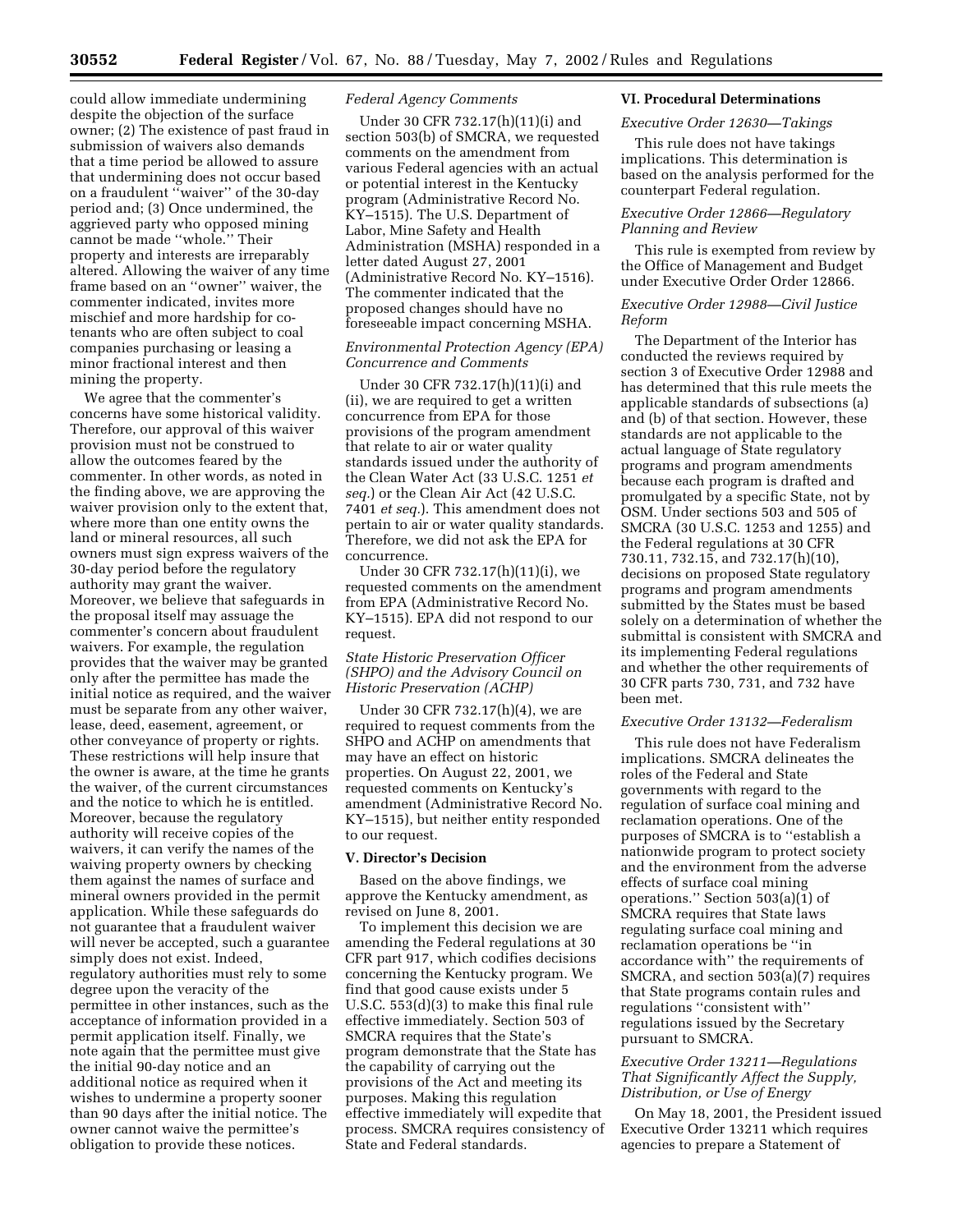could allow immediate undermining despite the objection of the surface owner; (2) The existence of past fraud in submission of waivers also demands that a time period be allowed to assure that undermining does not occur based on a fraudulent ''waiver'' of the 30-day period and; (3) Once undermined, the aggrieved party who opposed mining cannot be made ''whole.'' Their property and interests are irreparably altered. Allowing the waiver of any time frame based on an ''owner'' waiver, the commenter indicated, invites more mischief and more hardship for co-tenants who are often subject to coal companies purchasing or leasing a minor fractional interest and then mining the property.

We agree that the commenter's concerns have some historical validity. Therefore, our approval of this waiver provision must not be construed to allow the outcomes feared by the commenter. In other words, as noted in the finding above, we are approving the waiver provision only to the extent that, where more than one entity owns the land or mineral resources, all such owners must sign express waivers of the 30-day period before the regulatory authority may grant the waiver. Moreover, we believe that safeguards in the proposal itself may assuage the commenter's concern about fraudulent waivers. For example, the regulation provides that the waiver may be granted only after the permittee has made the initial notice as required, and the waiver must be separate from any other waiver, lease, deed, easement, agreement, or other conveyance of property or rights. These restrictions will help insure that the owner is aware, at the time he grants the waiver, of the current circumstances and the notice to which he is entitled. Moreover, because the regulatory authority will receive copies of the waivers, it can verify the names of the waiving property owners by checking them against the names of surface and mineral owners provided in the permit application. While these safeguards do not guarantee that a fraudulent waiver will never be accepted, such a guarantee simply does not exist. Indeed, regulatory authorities must rely to some degree upon the veracity of the permittee in other instances, such as the acceptance of information provided in a permit application itself. Finally, we note again that the permittee must give the initial 90-day notice and an additional notice as required when it wishes to undermine a property sooner than 90 days after the initial notice. The owner cannot waive the permittee's obligation to provide these notices.

*Federal Agency Comments*

Under 30 CFR 732.17(h)(11)(i) and section 503(b) of SMCRA, we requested comments on the amendment from various Federal agencies with an actual or potential interest in the Kentucky program (Administrative Record No. KY–1515). The U.S. Department of Labor, Mine Safety and Health Administration (MSHA) responded in a letter dated August 27, 2001 (Administrative Record No. KY–1516). The commenter indicated that the proposed changes should have no foreseeable impact concerning MSHA.

*Environmental Protection Agency (EPA) Concurrence and Comments*

Under 30 CFR 732.17(h)(11)(i) and (ii), we are required to get a written concurrence from EPA for those provisions of the program amendment that relate to air or water quality standards issued under the authority of the Clean Water Act (33 U.S.C. 1251 *et seq.*) or the Clean Air Act (42 U.S.C. 7401 *et seq.*). This amendment does not pertain to air or water quality standards. Therefore, we did not ask the EPA for concurrence.

Under 30 CFR 732.17(h)(11)(i), we requested comments on the amendment from EPA (Administrative Record No. KY–1515). EPA did not respond to our request.

*State Historic Preservation Officer (SHPO) and the Advisory Council on Historic Preservation (ACHP)*

Under 30 CFR 732.17(h)(4), we are required to request comments from the SHPO and ACHP on amendments that may have an effect on historic properties. On August 22, 2001, we requested comments on Kentucky's amendment (Administrative Record No. KY–1515), but neither entity responded to our request.

## V. Director's Decision

Based on the above findings, we approve the Kentucky amendment, as revised on June 8, 2001.

To implement this decision we are amending the Federal regulations at 30 CFR part 917, which codifies decisions concerning the Kentucky program. We find that good cause exists under 5 U.S.C. 553(d)(3) to make this final rule effective immediately. Section 503 of SMCRA requires that the State's program demonstrate that the State has the capability of carrying out the provisions of the Act and meeting its purposes. Making this regulation effective immediately will expedite that process. SMCRA requires consistency of State and Federal standards.

## VI. Procedural Determinations

*Executive Order 12630—Takings*

This rule does not have takings implications. This determination is based on the analysis performed for the counterpart Federal regulation.

*Executive Order 12866—Regulatory Planning and Review*

This rule is exempted from review by the Office of Management and Budget under Executive Order 12866.

*Executive Order 12988—Civil Justice Reform*

The Department of the Interior has conducted the reviews required by section 3 of Executive Order 12988 and has determined that this rule meets the applicable standards of subsections (a) and (b) of that section. However, these standards are not applicable to the actual language of State regulatory programs and program amendments because each program is drafted and promulgated by a specific State, not by OSM. Under sections 503 and 505 of SMCRA (30 U.S.C. 1253 and 1255) and the Federal regulations at 30 CFR 730.11, 732.15, and 732.17(h)(10), decisions on proposed State regulatory programs and program amendments submitted by the States must be based solely on a determination of whether the submittal is consistent with SMCRA and its implementing Federal regulations and whether the other requirements of 30 CFR parts 730, 731, and 732 have been met.

*Executive Order 13132—Federalism*

This rule does not have Federalism implications. SMCRA delineates the roles of the Federal and State governments with regard to the regulation of surface coal mining and reclamation operations. One of the purposes of SMCRA is to ''establish a nationwide program to protect society and the environment from the adverse effects of surface coal mining operations.'' Section 503(a)(1) of SMCRA requires that State laws regulating surface coal mining and reclamation operations be ''in accordance with'' the requirements of SMCRA, and section 503(a)(7) requires that State programs contain rules and regulations ''consistent with'' regulations issued by the Secretary pursuant to SMCRA.

*Executive Order 13211—Regulations That Significantly Affect the Supply, Distribution, or Use of Energy*

On May 18, 2001, the President issued Executive Order 13211 which requires agencies to prepare a Statement of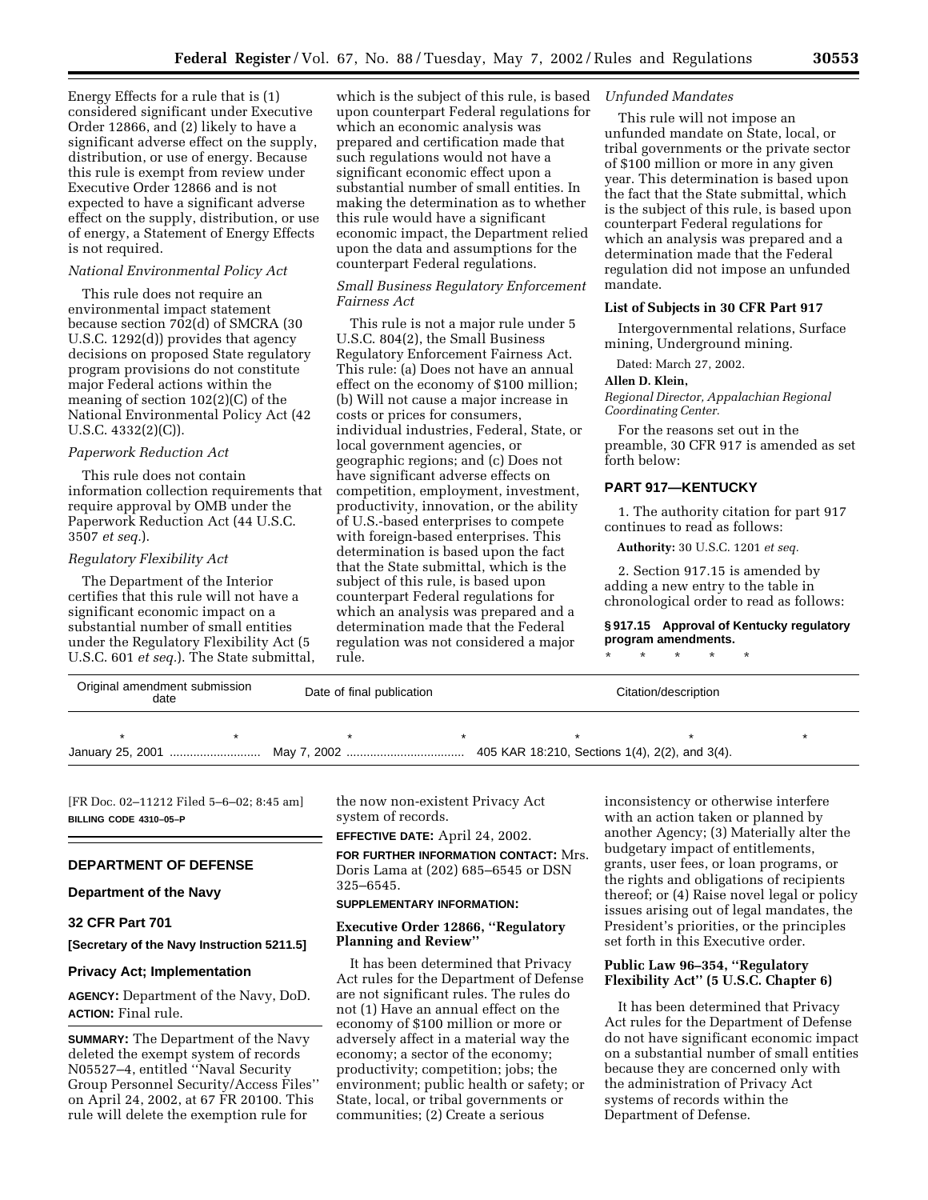Energy Effects for a rule that is (1) considered significant under Executive Order 12866, and (2) likely to have a significant adverse effect on the supply, distribution, or use of energy. Because this rule is exempt from review under Executive Order 12866 and is not expected to have a significant adverse effect on the supply, distribution, or use of energy, a Statement of Energy Effects is not required.

*National Environmental Policy Act*

This rule does not require an environmental impact statement because section 702(d) of SMCRA (30 U.S.C. 1292(d)) provides that agency decisions on proposed State regulatory program provisions do not constitute major Federal actions within the meaning of section 102(2)(C) of the National Environmental Policy Act (42 U.S.C. 4332(2)(C)).

*Paperwork Reduction Act*

This rule does not contain information collection requirements that require approval by OMB under the Paperwork Reduction Act (44 U.S.C. 3507 *et seq.*).

*Regulatory Flexibility Act*

The Department of the Interior certifies that this rule will not have a significant economic impact on a substantial number of small entities under the Regulatory Flexibility Act (5 U.S.C. 601 *et seq.*). The State submittal, which is the subject of this rule, is based upon counterpart Federal regulations for which an economic analysis was prepared and certification made that such regulations would not have a significant economic effect upon a substantial number of small entities. In making the determination as to whether this rule would have a significant economic impact, the Department relied upon the data and assumptions for the counterpart Federal regulations.

*Small Business Regulatory Enforcement Fairness Act*

This rule is not a major rule under 5 U.S.C. 804(2), the Small Business Regulatory Enforcement Fairness Act. This rule: (a) Does not have an annual effect on the economy of $100 million; (b) Will not cause a major increase in costs or prices for consumers, individual industries, Federal, State, or local government agencies, or geographic regions; and (c) Does not have significant adverse effects on competition, employment, investment, productivity, innovation, or the ability of U.S.-based enterprises to compete with foreign-based enterprises. This determination is based upon the fact that the State submittal, which is the subject of this rule, is based upon counterpart Federal regulations for which an analysis was prepared and a determination made that the Federal regulation was not considered a major rule.

*Unfunded Mandates*

This rule will not impose an unfunded mandate on State, local, or tribal governments or the private sector of $100 million or more in any given year. This determination is based upon the fact that the State submittal, which is the subject of this rule, is based upon counterpart Federal regulations for which an analysis was prepared and a determination made that the Federal regulation did not impose an unfunded mandate.

**List of Subjects in 30 CFR Part 917**

Intergovernmental relations, Surface mining, Underground mining.

Dated: March 27, 2002.

**Allen D. Klein,**

*Regional Director, Appalachian Regional Coordinating Center.*

For the reasons set out in the preamble, 30 CFR 917 is amended as set forth below:

## PART 917—KENTUCKY

1. The authority citation for part 917 continues to read as follows:

**Authority:** 30 U.S.C. 1201 *et seq.*

2. Section 917.15 is amended by adding a new entry to the table in chronological order to read as follows:

**§ 917.15 Approval of Kentucky regulatory program amendments.**

\* \* \* \* \*

| Original amendment submission date | Date of final publication | Citation/description |
|---|---|---|
| \* \* | \* \* | \* \* \* |
| January 25, 2001 | May 7, 2002 | 405 KAR 18:210, Sections 1(4), 2(2), and 3(4). |

[FR Doc. 02–11212 Filed 5–6–02; 8:45 am]

**BILLING CODE 4310–05–P**

## DEPARTMENT OF DEFENSE

### Department of the Navy

### 32 CFR Part 701

**[Secretary of the Navy Instruction 5211.5]**

### Privacy Act; Implementation

**AGENCY:** Department of the Navy, DoD.

**ACTION:** Final rule.

**SUMMARY:** The Department of the Navy deleted the exempt system of records N05527–4, entitled ''Naval Security Group Personnel Security/Access Files'' on April 24, 2002, at 67 FR 20100. This rule will delete the exemption rule for the now non-existent Privacy Act system of records.

**EFFECTIVE DATE:** April 24, 2002.

**FOR FURTHER INFORMATION CONTACT:** Mrs. Doris Lama at (202) 685–6545 or DSN 325–6545.

**SUPPLEMENTARY INFORMATION:**

**Executive Order 12866, ''Regulatory Planning and Review''**

It has been determined that Privacy Act rules for the Department of Defense are not significant rules. The rules do not (1) Have an annual effect on the economy of $100 million or more or adversely affect in a material way the economy; a sector of the economy; productivity; competition; jobs; the environment; public health or safety; or State, local, or tribal governments or communities; (2) Create a serious inconsistency or otherwise interfere with an action taken or planned by another Agency; (3) Materially alter the budgetary impact of entitlements, grants, user fees, or loan programs, or the rights and obligations of recipients thereof; or (4) Raise novel legal or policy issues arising out of legal mandates, the President's priorities, or the principles set forth in this Executive order.

**Public Law 96–354, ''Regulatory Flexibility Act'' (5 U.S.C. Chapter 6)**

It has been determined that Privacy Act rules for the Department of Defense do not have significant economic impact on a substantial number of small entities because they are concerned only with the administration of Privacy Act systems of records within the Department of Defense.